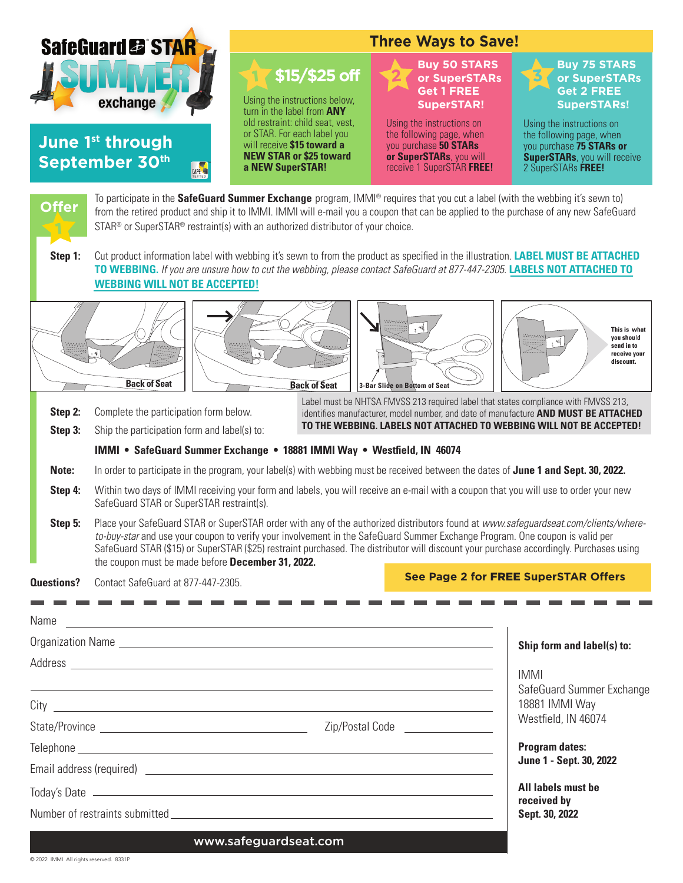# SafeGuard STAR Summer exchange

## June 1st through September 30th

## Three Ways to Save!

**1 — $15/$25 off**

Using the instructions below, turn in the label from **ANY** old restraint: child seat, vest, or STAR. For each label you will receive **$15 toward a NEW STAR** or **$25 toward a NEW SuperSTAR!**

**2 — Buy 50 STARS or SuperSTARs Get 1 FREE SuperSTAR!**

Using the instructions on the following page, when you purchase **50 STARs or SuperSTARs**, you will receive 1 SuperSTAR **FREE!**

**3 — Buy 75 STARS or SuperSTARs Get 2 FREE SuperSTARs!**

Using the instructions on the following page, when you purchase **75 STARs or SuperSTARs**, you will receive 2 SuperSTARs **FREE!**

## Offer 1

To participate in the **SafeGuard Summer Exchange** program, IMMI® requires that you cut a label (with the webbing it's sewn to) from the retired product and ship it to IMMI. IMMI will e-mail you a coupon that can be applied to the purchase of any new SafeGuard STAR® or SuperSTAR® restraint(s) with an authorized distributor of your choice.

**Step 1:** Cut product information label with webbing it's sewn to from the product as specified in the illustration. **LABEL MUST BE ATTACHED TO WEBBING.** *If you are unsure how to cut the webbing, please contact SafeGuard at 877-447-2305.* **LABELS NOT ATTACHED TO WEBBING WILL NOT BE ACCEPTED!**

Back of Seat | Back of Seat | 3-Bar Slide on Bottom of Seat | This is what you should send in to receive your discount.

Label must be NHTSA FMVSS 213 required label that states compliance with FMVSS 213, identifies manufacturer, model number, and date of manufacture **AND MUST BE ATTACHED TO THE WEBBING. LABELS NOT ATTACHED TO WEBBING WILL NOT BE ACCEPTED!**

**Step 2:** Complete the participation form below.

**Step 3:** Ship the participation form and label(s) to:

**IMMI • SafeGuard Summer Exchange • 18881 IMMI Way • Westfield, IN 46074**

**Note:** In order to participate in the program, your label(s) with webbing must be received between the dates of **June 1 and Sept. 30, 2022.**

**Step 4:** Within two days of IMMI receiving your form and labels, you will receive an e-mail with a coupon that you will use to order your new SafeGuard STAR or SuperSTAR restraint(s).

**Step 5:** Place your SafeGuard STAR or SuperSTAR order with any of the authorized distributors found at *www.safeguardseat.com/clients/where-to-buy-star* and use your coupon to verify your involvement in the SafeGuard Summer Exchange Program. One coupon is valid per SafeGuard STAR ($15) or SuperSTAR ($25) restraint purchased. The distributor will discount your purchase accordingly. Purchases using the coupon must be made before **December 31, 2022.**

**Questions?** Contact SafeGuard at 877-447-2305.

**See Page 2 for FREE SuperSTAR Offers**

---

Name ______________________

Organization Name ______________________

Address ______________________

______________________

City ______________________

State/Province ______________________ Zip/Postal Code ______________________

Telephone ______________________

Email address (required) ______________________

Today's Date ______________________

Number of restraints submitted ______________________

**Ship form and label(s) to:**

IMMI
SafeGuard Summer Exchange
18881 IMMI Way
Westfield, IN 46074

**Program dates:**
**June 1 - Sept. 30, 2022**

**All labels must be received by Sept. 30, 2022**

www.safeguardseat.com

© 2022 IMMI All rights reserved. 8331P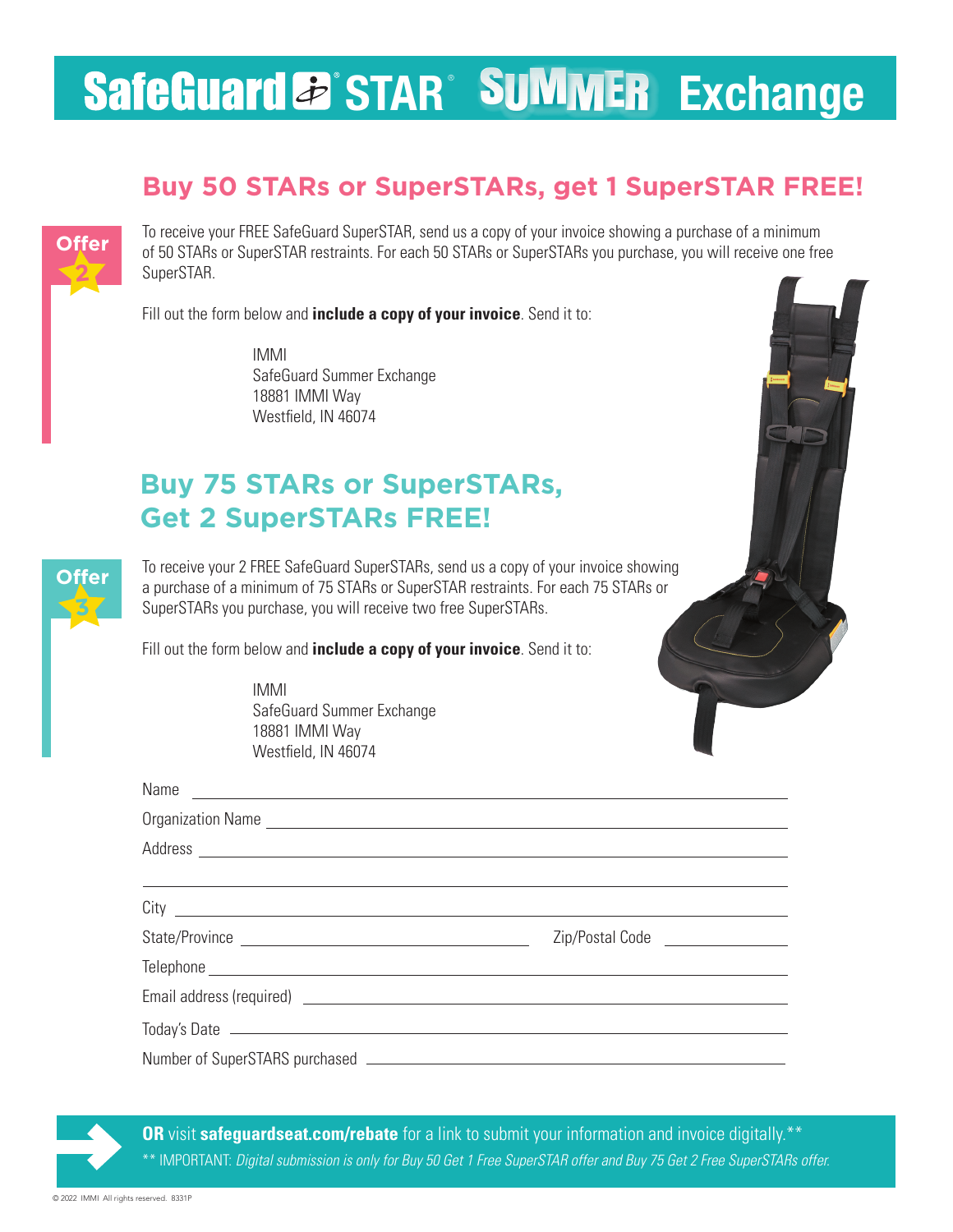# SafeGuard STAR® SUMMER Exchange

## Buy 50 STARs or SuperSTARs, get 1 SuperSTAR FREE!

**Offer 2**

To receive your FREE SafeGuard SuperSTAR, send us a copy of your invoice showing a purchase of a minimum of 50 STARs or SuperSTAR restraints. For each 50 STARs or SuperSTARs you purchase, you will receive one free SuperSTAR.

Fill out the form below and **include a copy of your invoice**. Send it to:

IMMI
SafeGuard Summer Exchange
18881 IMMI Way
Westfield, IN 46074

## Buy 75 STARs or SuperSTARs, Get 2 SuperSTARs FREE!

**Offer 3**

To receive your 2 FREE SafeGuard SuperSTARs, send us a copy of your invoice showing a purchase of a minimum of 75 STARs or SuperSTAR restraints. For each 75 STARs or SuperSTARs you purchase, you will receive two free SuperSTARs.

Fill out the form below and **include a copy of your invoice**. Send it to:

IMMI
SafeGuard Summer Exchange
18881 IMMI Way
Westfield, IN 46074

Name ______________________________

Organization Name ______________________________

Address ______________________________

______________________________

City ______________________________

State/Province ______________________ Zip/Postal Code ______________

Telephone ______________________________

Email address (required) ______________________________

Today's Date ______________________________

Number of SuperSTARS purchased ______________________________

**OR** visit **safeguardseat.com/rebate** for a link to submit your information and invoice digitally.**

** IMPORTANT: *Digital submission is only for Buy 50 Get 1 Free SuperSTAR offer and Buy 75 Get 2 Free SuperSTARs offer.*

© 2022 IMMI All rights reserved. 8331P